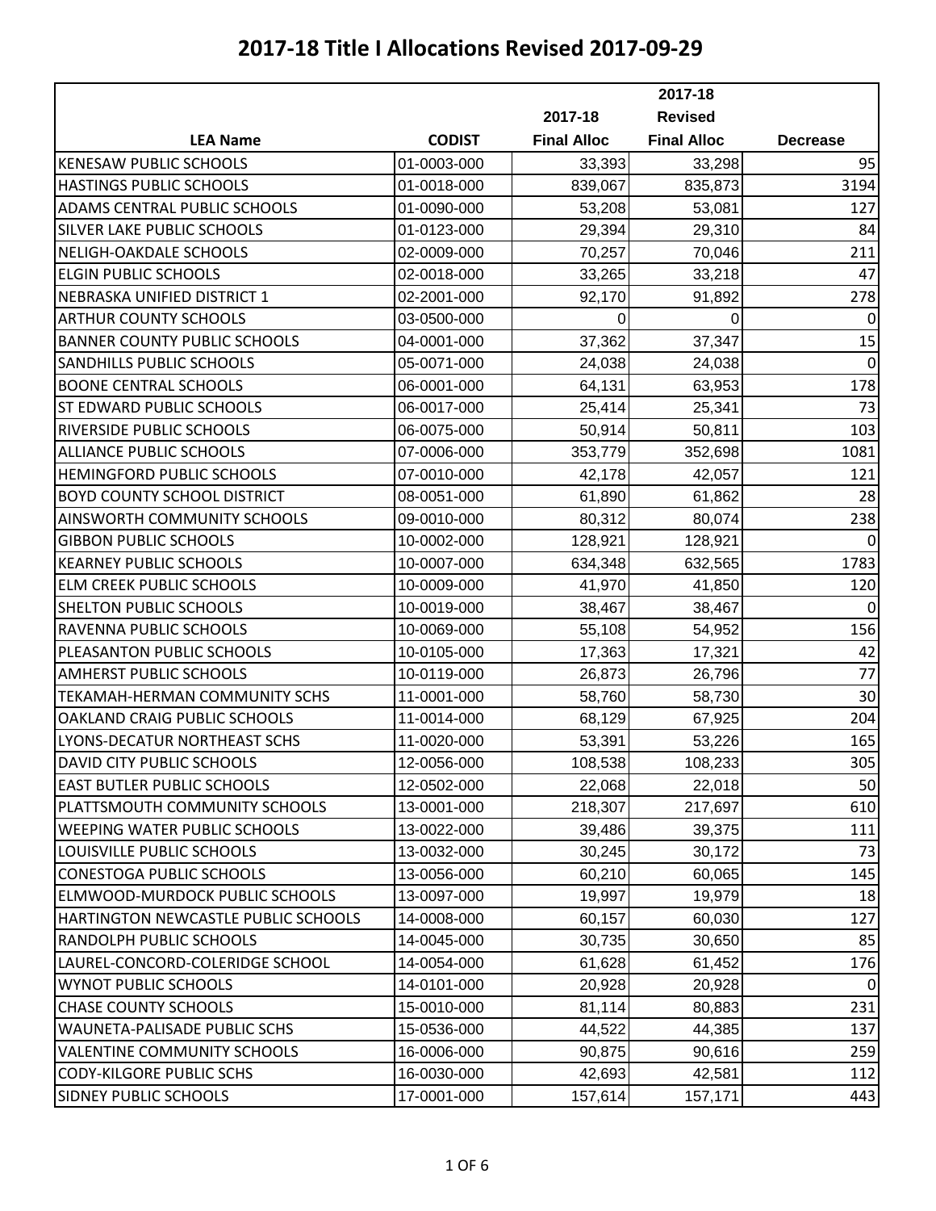# 2017-18 Title I Allocations Revised 2017-09-29

| LEA Name | CODIST | 2017-18 Final Alloc | 2017-18 Revised Final Alloc | Decrease |
|---|---|---|---|---|
| KENESAW PUBLIC SCHOOLS | 01-0003-000 | 33,393 | 33,298 | 95 |
| HASTINGS PUBLIC SCHOOLS | 01-0018-000 | 839,067 | 835,873 | 3194 |
| ADAMS CENTRAL PUBLIC SCHOOLS | 01-0090-000 | 53,208 | 53,081 | 127 |
| SILVER LAKE PUBLIC SCHOOLS | 01-0123-000 | 29,394 | 29,310 | 84 |
| NELIGH-OAKDALE SCHOOLS | 02-0009-000 | 70,257 | 70,046 | 211 |
| ELGIN PUBLIC SCHOOLS | 02-0018-000 | 33,265 | 33,218 | 47 |
| NEBRASKA UNIFIED DISTRICT 1 | 02-2001-000 | 92,170 | 91,892 | 278 |
| ARTHUR COUNTY SCHOOLS | 03-0500-000 | 0 | 0 | 0 |
| BANNER COUNTY PUBLIC SCHOOLS | 04-0001-000 | 37,362 | 37,347 | 15 |
| SANDHILLS PUBLIC SCHOOLS | 05-0071-000 | 24,038 | 24,038 | 0 |
| BOONE CENTRAL SCHOOLS | 06-0001-000 | 64,131 | 63,953 | 178 |
| ST EDWARD PUBLIC SCHOOLS | 06-0017-000 | 25,414 | 25,341 | 73 |
| RIVERSIDE PUBLIC SCHOOLS | 06-0075-000 | 50,914 | 50,811 | 103 |
| ALLIANCE PUBLIC SCHOOLS | 07-0006-000 | 353,779 | 352,698 | 1081 |
| HEMINGFORD PUBLIC SCHOOLS | 07-0010-000 | 42,178 | 42,057 | 121 |
| BOYD COUNTY SCHOOL DISTRICT | 08-0051-000 | 61,890 | 61,862 | 28 |
| AINSWORTH COMMUNITY SCHOOLS | 09-0010-000 | 80,312 | 80,074 | 238 |
| GIBBON PUBLIC SCHOOLS | 10-0002-000 | 128,921 | 128,921 | 0 |
| KEARNEY PUBLIC SCHOOLS | 10-0007-000 | 634,348 | 632,565 | 1783 |
| ELM CREEK PUBLIC SCHOOLS | 10-0009-000 | 41,970 | 41,850 | 120 |
| SHELTON PUBLIC SCHOOLS | 10-0019-000 | 38,467 | 38,467 | 0 |
| RAVENNA PUBLIC SCHOOLS | 10-0069-000 | 55,108 | 54,952 | 156 |
| PLEASANTON PUBLIC SCHOOLS | 10-0105-000 | 17,363 | 17,321 | 42 |
| AMHERST PUBLIC SCHOOLS | 10-0119-000 | 26,873 | 26,796 | 77 |
| TEKAMAH-HERMAN COMMUNITY SCHS | 11-0001-000 | 58,760 | 58,730 | 30 |
| OAKLAND CRAIG PUBLIC SCHOOLS | 11-0014-000 | 68,129 | 67,925 | 204 |
| LYONS-DECATUR NORTHEAST SCHS | 11-0020-000 | 53,391 | 53,226 | 165 |
| DAVID CITY PUBLIC SCHOOLS | 12-0056-000 | 108,538 | 108,233 | 305 |
| EAST BUTLER PUBLIC SCHOOLS | 12-0502-000 | 22,068 | 22,018 | 50 |
| PLATTSMOUTH COMMUNITY SCHOOLS | 13-0001-000 | 218,307 | 217,697 | 610 |
| WEEPING WATER PUBLIC SCHOOLS | 13-0022-000 | 39,486 | 39,375 | 111 |
| LOUISVILLE PUBLIC SCHOOLS | 13-0032-000 | 30,245 | 30,172 | 73 |
| CONESTOGA PUBLIC SCHOOLS | 13-0056-000 | 60,210 | 60,065 | 145 |
| ELMWOOD-MURDOCK PUBLIC SCHOOLS | 13-0097-000 | 19,997 | 19,979 | 18 |
| HARTINGTON NEWCASTLE PUBLIC SCHOOLS | 14-0008-000 | 60,157 | 60,030 | 127 |
| RANDOLPH PUBLIC SCHOOLS | 14-0045-000 | 30,735 | 30,650 | 85 |
| LAUREL-CONCORD-COLERIDGE SCHOOL | 14-0054-000 | 61,628 | 61,452 | 176 |
| WYNOT PUBLIC SCHOOLS | 14-0101-000 | 20,928 | 20,928 | 0 |
| CHASE COUNTY SCHOOLS | 15-0010-000 | 81,114 | 80,883 | 231 |
| WAUNETA-PALISADE PUBLIC SCHS | 15-0536-000 | 44,522 | 44,385 | 137 |
| VALENTINE COMMUNITY SCHOOLS | 16-0006-000 | 90,875 | 90,616 | 259 |
| CODY-KILGORE PUBLIC SCHS | 16-0030-000 | 42,693 | 42,581 | 112 |
| SIDNEY PUBLIC SCHOOLS | 17-0001-000 | 157,614 | 157,171 | 443 |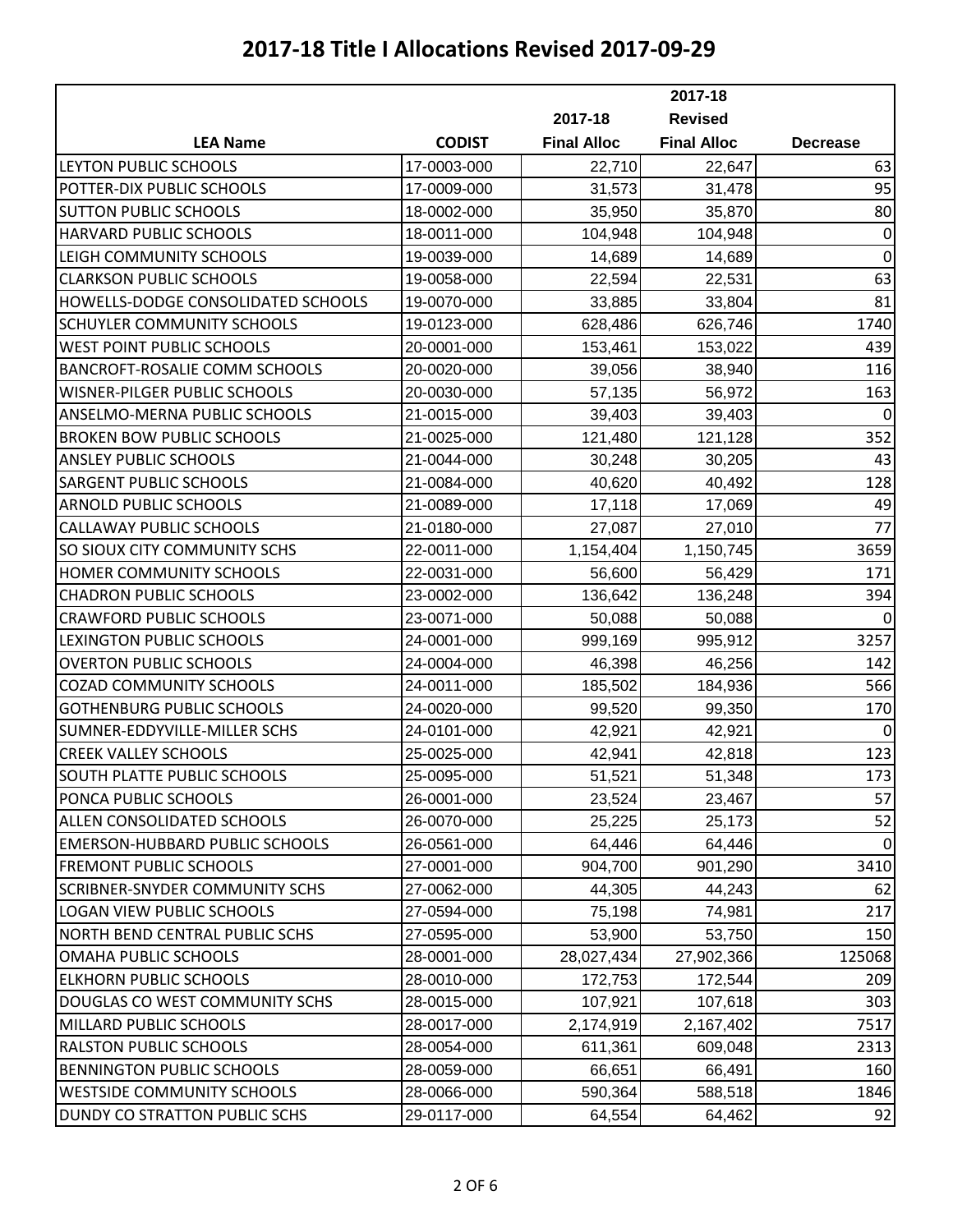# 2017-18 Title I Allocations Revised 2017-09-29

| LEA Name | CODIST | 2017-18 Final Alloc | 2017-18 Revised Final Alloc | Decrease |
|---|---|---|---|---|
| LEYTON PUBLIC SCHOOLS | 17-0003-000 | 22,710 | 22,647 | 63 |
| POTTER-DIX PUBLIC SCHOOLS | 17-0009-000 | 31,573 | 31,478 | 95 |
| SUTTON PUBLIC SCHOOLS | 18-0002-000 | 35,950 | 35,870 | 80 |
| HARVARD PUBLIC SCHOOLS | 18-0011-000 | 104,948 | 104,948 | 0 |
| LEIGH COMMUNITY SCHOOLS | 19-0039-000 | 14,689 | 14,689 | 0 |
| CLARKSON PUBLIC SCHOOLS | 19-0058-000 | 22,594 | 22,531 | 63 |
| HOWELLS-DODGE CONSOLIDATED SCHOOLS | 19-0070-000 | 33,885 | 33,804 | 81 |
| SCHUYLER COMMUNITY SCHOOLS | 19-0123-000 | 628,486 | 626,746 | 1740 |
| WEST POINT PUBLIC SCHOOLS | 20-0001-000 | 153,461 | 153,022 | 439 |
| BANCROFT-ROSALIE COMM SCHOOLS | 20-0020-000 | 39,056 | 38,940 | 116 |
| WISNER-PILGER PUBLIC SCHOOLS | 20-0030-000 | 57,135 | 56,972 | 163 |
| ANSELMO-MERNA PUBLIC SCHOOLS | 21-0015-000 | 39,403 | 39,403 | 0 |
| BROKEN BOW PUBLIC SCHOOLS | 21-0025-000 | 121,480 | 121,128 | 352 |
| ANSLEY PUBLIC SCHOOLS | 21-0044-000 | 30,248 | 30,205 | 43 |
| SARGENT PUBLIC SCHOOLS | 21-0084-000 | 40,620 | 40,492 | 128 |
| ARNOLD PUBLIC SCHOOLS | 21-0089-000 | 17,118 | 17,069 | 49 |
| CALLAWAY PUBLIC SCHOOLS | 21-0180-000 | 27,087 | 27,010 | 77 |
| SO SIOUX CITY COMMUNITY SCHS | 22-0011-000 | 1,154,404 | 1,150,745 | 3659 |
| HOMER COMMUNITY SCHOOLS | 22-0031-000 | 56,600 | 56,429 | 171 |
| CHADRON PUBLIC SCHOOLS | 23-0002-000 | 136,642 | 136,248 | 394 |
| CRAWFORD PUBLIC SCHOOLS | 23-0071-000 | 50,088 | 50,088 | 0 |
| LEXINGTON PUBLIC SCHOOLS | 24-0001-000 | 999,169 | 995,912 | 3257 |
| OVERTON PUBLIC SCHOOLS | 24-0004-000 | 46,398 | 46,256 | 142 |
| COZAD COMMUNITY SCHOOLS | 24-0011-000 | 185,502 | 184,936 | 566 |
| GOTHENBURG PUBLIC SCHOOLS | 24-0020-000 | 99,520 | 99,350 | 170 |
| SUMNER-EDDYVILLE-MILLER SCHS | 24-0101-000 | 42,921 | 42,921 | 0 |
| CREEK VALLEY SCHOOLS | 25-0025-000 | 42,941 | 42,818 | 123 |
| SOUTH PLATTE PUBLIC SCHOOLS | 25-0095-000 | 51,521 | 51,348 | 173 |
| PONCA PUBLIC SCHOOLS | 26-0001-000 | 23,524 | 23,467 | 57 |
| ALLEN CONSOLIDATED SCHOOLS | 26-0070-000 | 25,225 | 25,173 | 52 |
| EMERSON-HUBBARD PUBLIC SCHOOLS | 26-0561-000 | 64,446 | 64,446 | 0 |
| FREMONT PUBLIC SCHOOLS | 27-0001-000 | 904,700 | 901,290 | 3410 |
| SCRIBNER-SNYDER COMMUNITY SCHS | 27-0062-000 | 44,305 | 44,243 | 62 |
| LOGAN VIEW PUBLIC SCHOOLS | 27-0594-000 | 75,198 | 74,981 | 217 |
| NORTH BEND CENTRAL PUBLIC SCHS | 27-0595-000 | 53,900 | 53,750 | 150 |
| OMAHA PUBLIC SCHOOLS | 28-0001-000 | 28,027,434 | 27,902,366 | 125068 |
| ELKHORN PUBLIC SCHOOLS | 28-0010-000 | 172,753 | 172,544 | 209 |
| DOUGLAS CO WEST COMMUNITY SCHS | 28-0015-000 | 107,921 | 107,618 | 303 |
| MILLARD PUBLIC SCHOOLS | 28-0017-000 | 2,174,919 | 2,167,402 | 7517 |
| RALSTON PUBLIC SCHOOLS | 28-0054-000 | 611,361 | 609,048 | 2313 |
| BENNINGTON PUBLIC SCHOOLS | 28-0059-000 | 66,651 | 66,491 | 160 |
| WESTSIDE COMMUNITY SCHOOLS | 28-0066-000 | 590,364 | 588,518 | 1846 |
| DUNDY CO STRATTON PUBLIC SCHS | 29-0117-000 | 64,554 | 64,462 | 92 |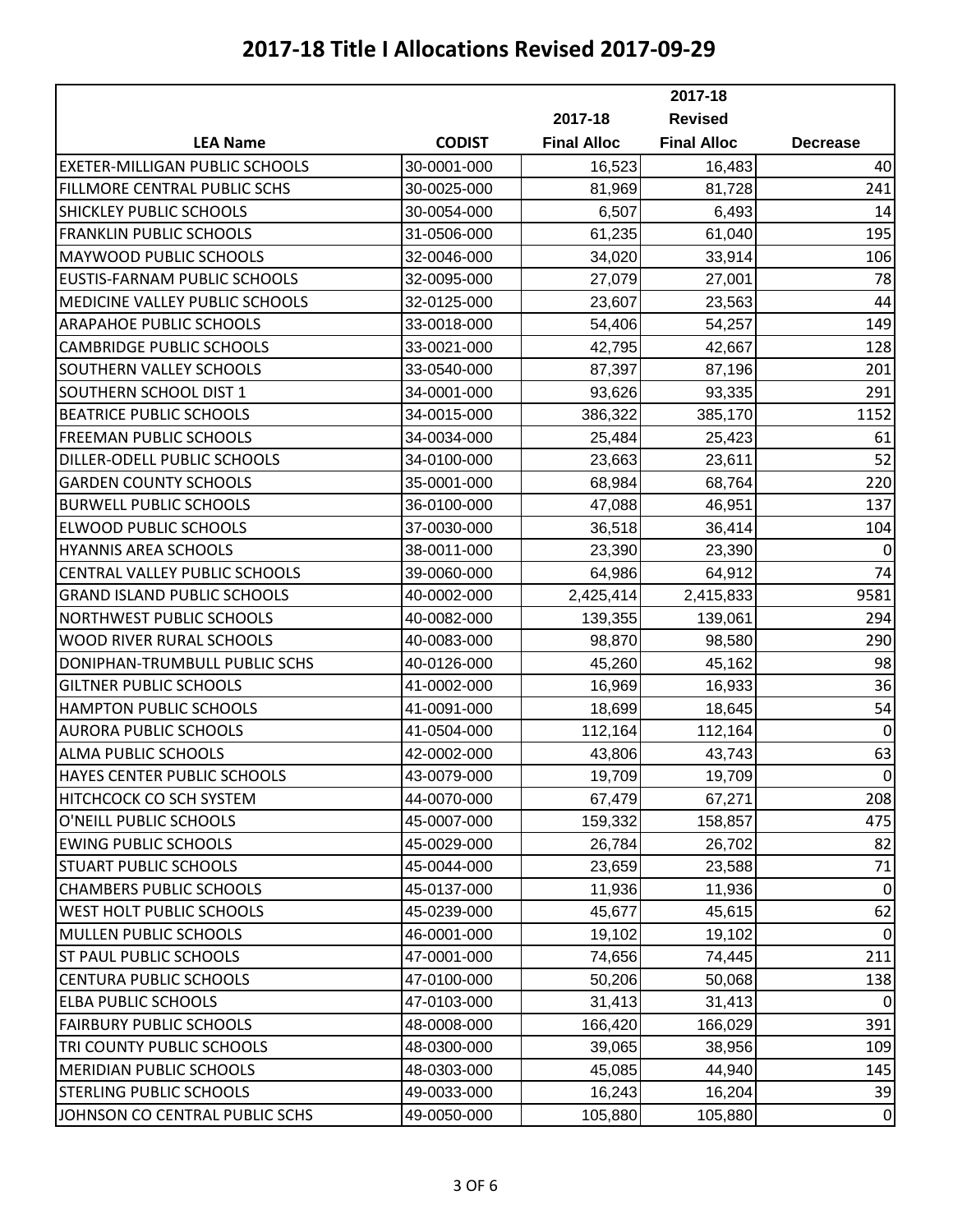# 2017-18 Title I Allocations Revised 2017-09-29

| LEA Name | CODIST | 2017-18 Final Alloc | 2017-18 Revised Final Alloc | Decrease |
|---|---|---|---|---|
| EXETER-MILLIGAN PUBLIC SCHOOLS | 30-0001-000 | 16,523 | 16,483 | 40 |
| FILLMORE CENTRAL PUBLIC SCHS | 30-0025-000 | 81,969 | 81,728 | 241 |
| SHICKLEY PUBLIC SCHOOLS | 30-0054-000 | 6,507 | 6,493 | 14 |
| FRANKLIN PUBLIC SCHOOLS | 31-0506-000 | 61,235 | 61,040 | 195 |
| MAYWOOD PUBLIC SCHOOLS | 32-0046-000 | 34,020 | 33,914 | 106 |
| EUSTIS-FARNAM PUBLIC SCHOOLS | 32-0095-000 | 27,079 | 27,001 | 78 |
| MEDICINE VALLEY PUBLIC SCHOOLS | 32-0125-000 | 23,607 | 23,563 | 44 |
| ARAPAHOE PUBLIC SCHOOLS | 33-0018-000 | 54,406 | 54,257 | 149 |
| CAMBRIDGE PUBLIC SCHOOLS | 33-0021-000 | 42,795 | 42,667 | 128 |
| SOUTHERN VALLEY SCHOOLS | 33-0540-000 | 87,397 | 87,196 | 201 |
| SOUTHERN SCHOOL DIST 1 | 34-0001-000 | 93,626 | 93,335 | 291 |
| BEATRICE PUBLIC SCHOOLS | 34-0015-000 | 386,322 | 385,170 | 1152 |
| FREEMAN PUBLIC SCHOOLS | 34-0034-000 | 25,484 | 25,423 | 61 |
| DILLER-ODELL PUBLIC SCHOOLS | 34-0100-000 | 23,663 | 23,611 | 52 |
| GARDEN COUNTY SCHOOLS | 35-0001-000 | 68,984 | 68,764 | 220 |
| BURWELL PUBLIC SCHOOLS | 36-0100-000 | 47,088 | 46,951 | 137 |
| ELWOOD PUBLIC SCHOOLS | 37-0030-000 | 36,518 | 36,414 | 104 |
| HYANNIS AREA SCHOOLS | 38-0011-000 | 23,390 | 23,390 | 0 |
| CENTRAL VALLEY PUBLIC SCHOOLS | 39-0060-000 | 64,986 | 64,912 | 74 |
| GRAND ISLAND PUBLIC SCHOOLS | 40-0002-000 | 2,425,414 | 2,415,833 | 9581 |
| NORTHWEST PUBLIC SCHOOLS | 40-0082-000 | 139,355 | 139,061 | 294 |
| WOOD RIVER RURAL SCHOOLS | 40-0083-000 | 98,870 | 98,580 | 290 |
| DONIPHAN-TRUMBULL PUBLIC SCHS | 40-0126-000 | 45,260 | 45,162 | 98 |
| GILTNER PUBLIC SCHOOLS | 41-0002-000 | 16,969 | 16,933 | 36 |
| HAMPTON PUBLIC SCHOOLS | 41-0091-000 | 18,699 | 18,645 | 54 |
| AURORA PUBLIC SCHOOLS | 41-0504-000 | 112,164 | 112,164 | 0 |
| ALMA PUBLIC SCHOOLS | 42-0002-000 | 43,806 | 43,743 | 63 |
| HAYES CENTER PUBLIC SCHOOLS | 43-0079-000 | 19,709 | 19,709 | 0 |
| HITCHCOCK CO SCH SYSTEM | 44-0070-000 | 67,479 | 67,271 | 208 |
| O'NEILL PUBLIC SCHOOLS | 45-0007-000 | 159,332 | 158,857 | 475 |
| EWING PUBLIC SCHOOLS | 45-0029-000 | 26,784 | 26,702 | 82 |
| STUART PUBLIC SCHOOLS | 45-0044-000 | 23,659 | 23,588 | 71 |
| CHAMBERS PUBLIC SCHOOLS | 45-0137-000 | 11,936 | 11,936 | 0 |
| WEST HOLT PUBLIC SCHOOLS | 45-0239-000 | 45,677 | 45,615 | 62 |
| MULLEN PUBLIC SCHOOLS | 46-0001-000 | 19,102 | 19,102 | 0 |
| ST PAUL PUBLIC SCHOOLS | 47-0001-000 | 74,656 | 74,445 | 211 |
| CENTURA PUBLIC SCHOOLS | 47-0100-000 | 50,206 | 50,068 | 138 |
| ELBA PUBLIC SCHOOLS | 47-0103-000 | 31,413 | 31,413 | 0 |
| FAIRBURY PUBLIC SCHOOLS | 48-0008-000 | 166,420 | 166,029 | 391 |
| TRI COUNTY PUBLIC SCHOOLS | 48-0300-000 | 39,065 | 38,956 | 109 |
| MERIDIAN PUBLIC SCHOOLS | 48-0303-000 | 45,085 | 44,940 | 145 |
| STERLING PUBLIC SCHOOLS | 49-0033-000 | 16,243 | 16,204 | 39 |
| JOHNSON CO CENTRAL PUBLIC SCHS | 49-0050-000 | 105,880 | 105,880 | 0 |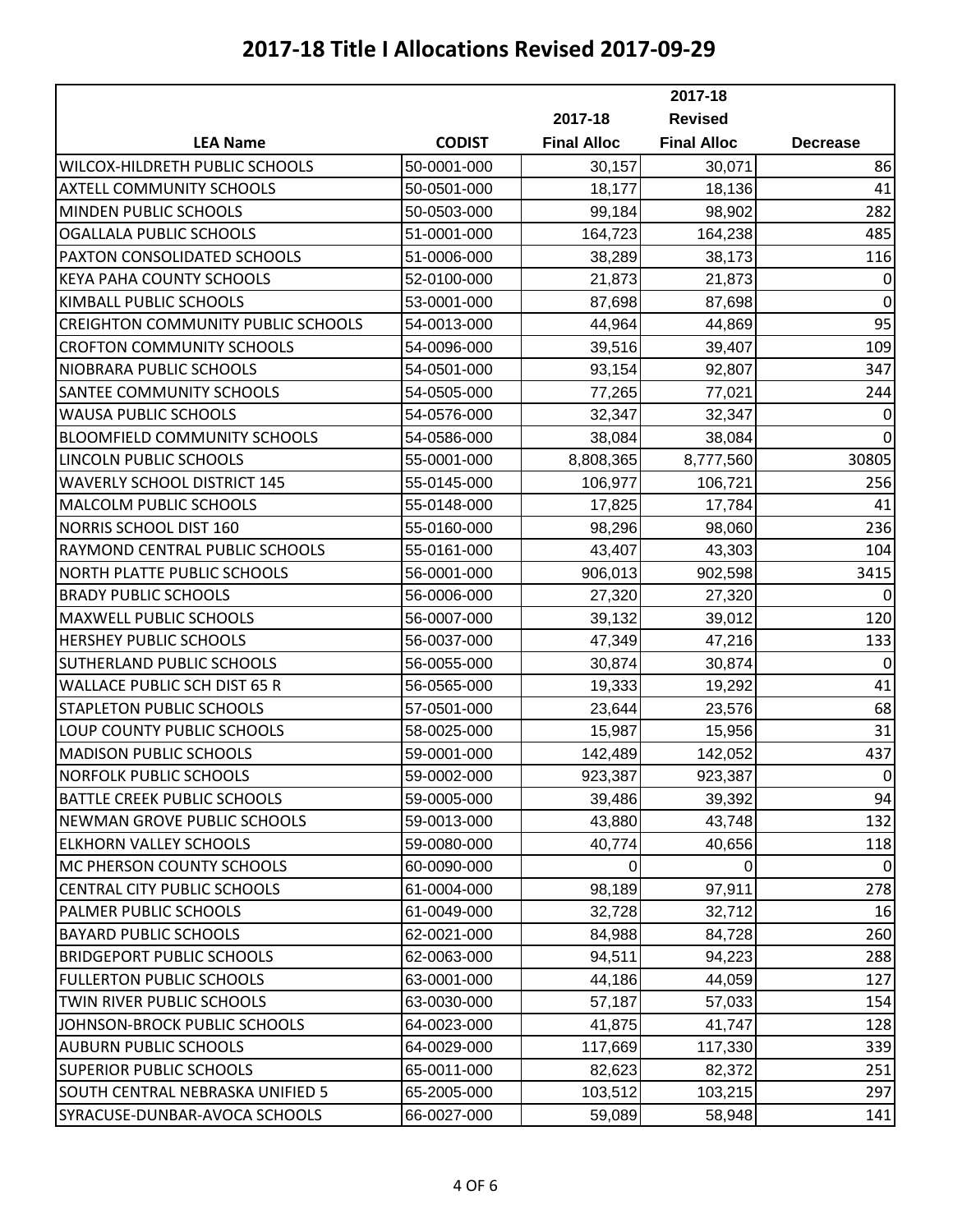# 2017-18 Title I Allocations Revised 2017-09-29

| LEA Name | CODIST | 2017-18 Final Alloc | 2017-18 Revised Final Alloc | Decrease |
|---|---|---|---|---|
| WILCOX-HILDRETH PUBLIC SCHOOLS | 50-0001-000 | 30,157 | 30,071 | 86 |
| AXTELL COMMUNITY SCHOOLS | 50-0501-000 | 18,177 | 18,136 | 41 |
| MINDEN PUBLIC SCHOOLS | 50-0503-000 | 99,184 | 98,902 | 282 |
| OGALLALA PUBLIC SCHOOLS | 51-0001-000 | 164,723 | 164,238 | 485 |
| PAXTON CONSOLIDATED SCHOOLS | 51-0006-000 | 38,289 | 38,173 | 116 |
| KEYA PAHA COUNTY SCHOOLS | 52-0100-000 | 21,873 | 21,873 | 0 |
| KIMBALL PUBLIC SCHOOLS | 53-0001-000 | 87,698 | 87,698 | 0 |
| CREIGHTON COMMUNITY PUBLIC SCHOOLS | 54-0013-000 | 44,964 | 44,869 | 95 |
| CROFTON COMMUNITY SCHOOLS | 54-0096-000 | 39,516 | 39,407 | 109 |
| NIOBRARA PUBLIC SCHOOLS | 54-0501-000 | 93,154 | 92,807 | 347 |
| SANTEE COMMUNITY SCHOOLS | 54-0505-000 | 77,265 | 77,021 | 244 |
| WAUSA PUBLIC SCHOOLS | 54-0576-000 | 32,347 | 32,347 | 0 |
| BLOOMFIELD COMMUNITY SCHOOLS | 54-0586-000 | 38,084 | 38,084 | 0 |
| LINCOLN PUBLIC SCHOOLS | 55-0001-000 | 8,808,365 | 8,777,560 | 30805 |
| WAVERLY SCHOOL DISTRICT 145 | 55-0145-000 | 106,977 | 106,721 | 256 |
| MALCOLM PUBLIC SCHOOLS | 55-0148-000 | 17,825 | 17,784 | 41 |
| NORRIS SCHOOL DIST 160 | 55-0160-000 | 98,296 | 98,060 | 236 |
| RAYMOND CENTRAL PUBLIC SCHOOLS | 55-0161-000 | 43,407 | 43,303 | 104 |
| NORTH PLATTE PUBLIC SCHOOLS | 56-0001-000 | 906,013 | 902,598 | 3415 |
| BRADY PUBLIC SCHOOLS | 56-0006-000 | 27,320 | 27,320 | 0 |
| MAXWELL PUBLIC SCHOOLS | 56-0007-000 | 39,132 | 39,012 | 120 |
| HERSHEY PUBLIC SCHOOLS | 56-0037-000 | 47,349 | 47,216 | 133 |
| SUTHERLAND PUBLIC SCHOOLS | 56-0055-000 | 30,874 | 30,874 | 0 |
| WALLACE PUBLIC SCH DIST 65 R | 56-0565-000 | 19,333 | 19,292 | 41 |
| STAPLETON PUBLIC SCHOOLS | 57-0501-000 | 23,644 | 23,576 | 68 |
| LOUP COUNTY PUBLIC SCHOOLS | 58-0025-000 | 15,987 | 15,956 | 31 |
| MADISON PUBLIC SCHOOLS | 59-0001-000 | 142,489 | 142,052 | 437 |
| NORFOLK PUBLIC SCHOOLS | 59-0002-000 | 923,387 | 923,387 | 0 |
| BATTLE CREEK PUBLIC SCHOOLS | 59-0005-000 | 39,486 | 39,392 | 94 |
| NEWMAN GROVE PUBLIC SCHOOLS | 59-0013-000 | 43,880 | 43,748 | 132 |
| ELKHORN VALLEY SCHOOLS | 59-0080-000 | 40,774 | 40,656 | 118 |
| MC PHERSON COUNTY SCHOOLS | 60-0090-000 | 0 | 0 | 0 |
| CENTRAL CITY PUBLIC SCHOOLS | 61-0004-000 | 98,189 | 97,911 | 278 |
| PALMER PUBLIC SCHOOLS | 61-0049-000 | 32,728 | 32,712 | 16 |
| BAYARD PUBLIC SCHOOLS | 62-0021-000 | 84,988 | 84,728 | 260 |
| BRIDGEPORT PUBLIC SCHOOLS | 62-0063-000 | 94,511 | 94,223 | 288 |
| FULLERTON PUBLIC SCHOOLS | 63-0001-000 | 44,186 | 44,059 | 127 |
| TWIN RIVER PUBLIC SCHOOLS | 63-0030-000 | 57,187 | 57,033 | 154 |
| JOHNSON-BROCK PUBLIC SCHOOLS | 64-0023-000 | 41,875 | 41,747 | 128 |
| AUBURN PUBLIC SCHOOLS | 64-0029-000 | 117,669 | 117,330 | 339 |
| SUPERIOR PUBLIC SCHOOLS | 65-0011-000 | 82,623 | 82,372 | 251 |
| SOUTH CENTRAL NEBRASKA UNIFIED 5 | 65-2005-000 | 103,512 | 103,215 | 297 |
| SYRACUSE-DUNBAR-AVOCA SCHOOLS | 66-0027-000 | 59,089 | 58,948 | 141 |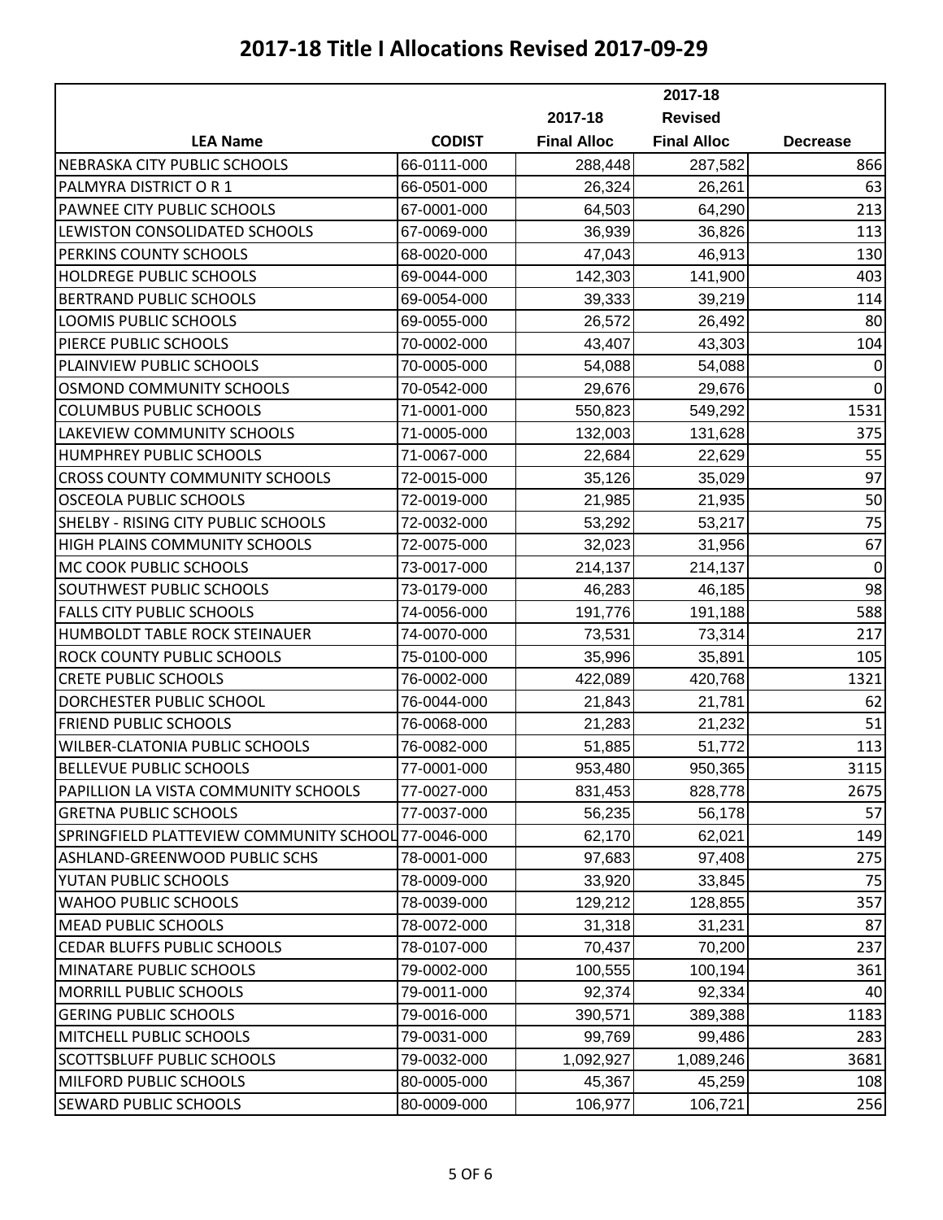# 2017-18 Title I Allocations Revised 2017-09-29

| LEA Name | CODIST | 2017-18 Final Alloc | 2017-18 Revised Final Alloc | Decrease |
|---|---|---|---|---|
| NEBRASKA CITY PUBLIC SCHOOLS | 66-0111-000 | 288,448 | 287,582 | 866 |
| PALMYRA DISTRICT O R 1 | 66-0501-000 | 26,324 | 26,261 | 63 |
| PAWNEE CITY PUBLIC SCHOOLS | 67-0001-000 | 64,503 | 64,290 | 213 |
| LEWISTON CONSOLIDATED SCHOOLS | 67-0069-000 | 36,939 | 36,826 | 113 |
| PERKINS COUNTY SCHOOLS | 68-0020-000 | 47,043 | 46,913 | 130 |
| HOLDREGE PUBLIC SCHOOLS | 69-0044-000 | 142,303 | 141,900 | 403 |
| BERTRAND PUBLIC SCHOOLS | 69-0054-000 | 39,333 | 39,219 | 114 |
| LOOMIS PUBLIC SCHOOLS | 69-0055-000 | 26,572 | 26,492 | 80 |
| PIERCE PUBLIC SCHOOLS | 70-0002-000 | 43,407 | 43,303 | 104 |
| PLAINVIEW PUBLIC SCHOOLS | 70-0005-000 | 54,088 | 54,088 | 0 |
| OSMOND COMMUNITY SCHOOLS | 70-0542-000 | 29,676 | 29,676 | 0 |
| COLUMBUS PUBLIC SCHOOLS | 71-0001-000 | 550,823 | 549,292 | 1531 |
| LAKEVIEW COMMUNITY SCHOOLS | 71-0005-000 | 132,003 | 131,628 | 375 |
| HUMPHREY PUBLIC SCHOOLS | 71-0067-000 | 22,684 | 22,629 | 55 |
| CROSS COUNTY COMMUNITY SCHOOLS | 72-0015-000 | 35,126 | 35,029 | 97 |
| OSCEOLA PUBLIC SCHOOLS | 72-0019-000 | 21,985 | 21,935 | 50 |
| SHELBY - RISING CITY PUBLIC SCHOOLS | 72-0032-000 | 53,292 | 53,217 | 75 |
| HIGH PLAINS COMMUNITY SCHOOLS | 72-0075-000 | 32,023 | 31,956 | 67 |
| MC COOK PUBLIC SCHOOLS | 73-0017-000 | 214,137 | 214,137 | 0 |
| SOUTHWEST PUBLIC SCHOOLS | 73-0179-000 | 46,283 | 46,185 | 98 |
| FALLS CITY PUBLIC SCHOOLS | 74-0056-000 | 191,776 | 191,188 | 588 |
| HUMBOLDT TABLE ROCK STEINAUER | 74-0070-000 | 73,531 | 73,314 | 217 |
| ROCK COUNTY PUBLIC SCHOOLS | 75-0100-000 | 35,996 | 35,891 | 105 |
| CRETE PUBLIC SCHOOLS | 76-0002-000 | 422,089 | 420,768 | 1321 |
| DORCHESTER PUBLIC SCHOOL | 76-0044-000 | 21,843 | 21,781 | 62 |
| FRIEND PUBLIC SCHOOLS | 76-0068-000 | 21,283 | 21,232 | 51 |
| WILBER-CLATONIA PUBLIC SCHOOLS | 76-0082-000 | 51,885 | 51,772 | 113 |
| BELLEVUE PUBLIC SCHOOLS | 77-0001-000 | 953,480 | 950,365 | 3115 |
| PAPILLION LA VISTA COMMUNITY SCHOOLS | 77-0027-000 | 831,453 | 828,778 | 2675 |
| GRETNA PUBLIC SCHOOLS | 77-0037-000 | 56,235 | 56,178 | 57 |
| SPRINGFIELD PLATTEVIEW COMMUNITY SCHOOL | 77-0046-000 | 62,170 | 62,021 | 149 |
| ASHLAND-GREENWOOD PUBLIC SCHS | 78-0001-000 | 97,683 | 97,408 | 275 |
| YUTAN PUBLIC SCHOOLS | 78-0009-000 | 33,920 | 33,845 | 75 |
| WAHOO PUBLIC SCHOOLS | 78-0039-000 | 129,212 | 128,855 | 357 |
| MEAD PUBLIC SCHOOLS | 78-0072-000 | 31,318 | 31,231 | 87 |
| CEDAR BLUFFS PUBLIC SCHOOLS | 78-0107-000 | 70,437 | 70,200 | 237 |
| MINATARE PUBLIC SCHOOLS | 79-0002-000 | 100,555 | 100,194 | 361 |
| MORRILL PUBLIC SCHOOLS | 79-0011-000 | 92,374 | 92,334 | 40 |
| GERING PUBLIC SCHOOLS | 79-0016-000 | 390,571 | 389,388 | 1183 |
| MITCHELL PUBLIC SCHOOLS | 79-0031-000 | 99,769 | 99,486 | 283 |
| SCOTTSBLUFF PUBLIC SCHOOLS | 79-0032-000 | 1,092,927 | 1,089,246 | 3681 |
| MILFORD PUBLIC SCHOOLS | 80-0005-000 | 45,367 | 45,259 | 108 |
| SEWARD PUBLIC SCHOOLS | 80-0009-000 | 106,977 | 106,721 | 256 |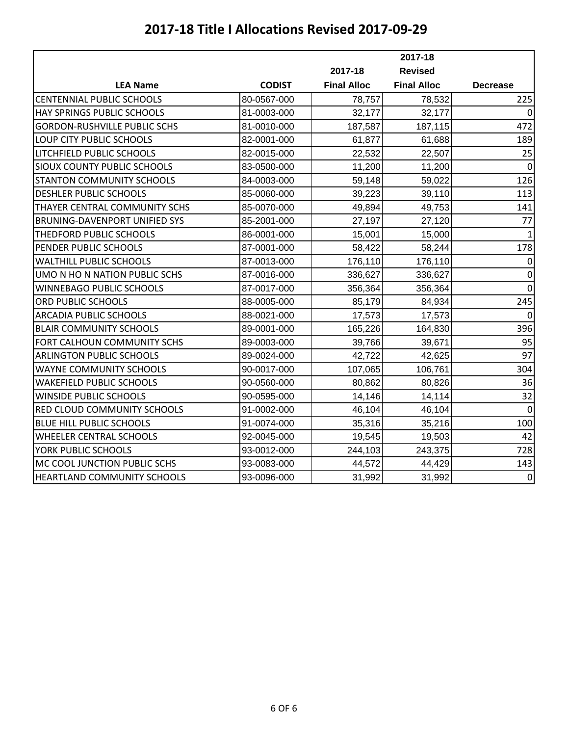# 2017-18 Title I Allocations Revised 2017-09-29

| LEA Name | CODIST | 2017-18 Final Alloc | 2017-18 Revised Final Alloc | Decrease |
|---|---|---|---|---|
| CENTENNIAL PUBLIC SCHOOLS | 80-0567-000 | 78,757 | 78,532 | 225 |
| HAY SPRINGS PUBLIC SCHOOLS | 81-0003-000 | 32,177 | 32,177 | 0 |
| GORDON-RUSHVILLE PUBLIC SCHS | 81-0010-000 | 187,587 | 187,115 | 472 |
| LOUP CITY PUBLIC SCHOOLS | 82-0001-000 | 61,877 | 61,688 | 189 |
| LITCHFIELD PUBLIC SCHOOLS | 82-0015-000 | 22,532 | 22,507 | 25 |
| SIOUX COUNTY PUBLIC SCHOOLS | 83-0500-000 | 11,200 | 11,200 | 0 |
| STANTON COMMUNITY SCHOOLS | 84-0003-000 | 59,148 | 59,022 | 126 |
| DESHLER PUBLIC SCHOOLS | 85-0060-000 | 39,223 | 39,110 | 113 |
| THAYER CENTRAL COMMUNITY SCHS | 85-0070-000 | 49,894 | 49,753 | 141 |
| BRUNING-DAVENPORT UNIFIED SYS | 85-2001-000 | 27,197 | 27,120 | 77 |
| THEDFORD PUBLIC SCHOOLS | 86-0001-000 | 15,001 | 15,000 | 1 |
| PENDER PUBLIC SCHOOLS | 87-0001-000 | 58,422 | 58,244 | 178 |
| WALTHILL PUBLIC SCHOOLS | 87-0013-000 | 176,110 | 176,110 | 0 |
| UMO N HO N NATION PUBLIC SCHS | 87-0016-000 | 336,627 | 336,627 | 0 |
| WINNEBAGO PUBLIC SCHOOLS | 87-0017-000 | 356,364 | 356,364 | 0 |
| ORD PUBLIC SCHOOLS | 88-0005-000 | 85,179 | 84,934 | 245 |
| ARCADIA PUBLIC SCHOOLS | 88-0021-000 | 17,573 | 17,573 | 0 |
| BLAIR COMMUNITY SCHOOLS | 89-0001-000 | 165,226 | 164,830 | 396 |
| FORT CALHOUN COMMUNITY SCHS | 89-0003-000 | 39,766 | 39,671 | 95 |
| ARLINGTON PUBLIC SCHOOLS | 89-0024-000 | 42,722 | 42,625 | 97 |
| WAYNE COMMUNITY SCHOOLS | 90-0017-000 | 107,065 | 106,761 | 304 |
| WAKEFIELD PUBLIC SCHOOLS | 90-0560-000 | 80,862 | 80,826 | 36 |
| WINSIDE PUBLIC SCHOOLS | 90-0595-000 | 14,146 | 14,114 | 32 |
| RED CLOUD COMMUNITY SCHOOLS | 91-0002-000 | 46,104 | 46,104 | 0 |
| BLUE HILL PUBLIC SCHOOLS | 91-0074-000 | 35,316 | 35,216 | 100 |
| WHEELER CENTRAL SCHOOLS | 92-0045-000 | 19,545 | 19,503 | 42 |
| YORK PUBLIC SCHOOLS | 93-0012-000 | 244,103 | 243,375 | 728 |
| MC COOL JUNCTION PUBLIC SCHS | 93-0083-000 | 44,572 | 44,429 | 143 |
| HEARTLAND COMMUNITY SCHOOLS | 93-0096-000 | 31,992 | 31,992 | 0 |